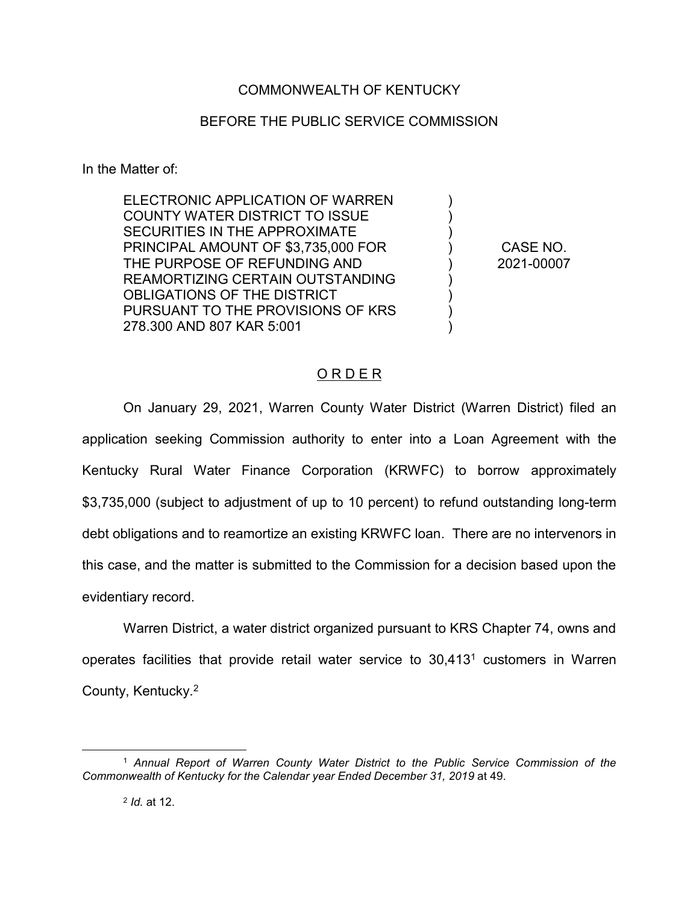COMMONWEALTH OF KENTUCKY

BEFORE THE PUBLIC SERVICE COMMISSION

In the Matter of:

| | | |
|---|---|---|
| ELECTRONIC APPLICATION OF WARREN COUNTY WATER DISTRICT TO ISSUE SECURITIES IN THE APPROXIMATE PRINCIPAL AMOUNT OF $3,735,000 FOR THE PURPOSE OF REFUNDING AND REAMORTIZING CERTAIN OUTSTANDING OBLIGATIONS OF THE DISTRICT PURSUANT TO THE PROVISIONS OF KRS 278.300 AND 807 KAR 5:001 | ) | CASE NO. 2021-00007 |

## ORDER

On January 29, 2021, Warren County Water District (Warren District) filed an application seeking Commission authority to enter into a Loan Agreement with the Kentucky Rural Water Finance Corporation (KRWFC) to borrow approximately $3,735,000 (subject to adjustment of up to 10 percent) to refund outstanding long-term debt obligations and to reamortize an existing KRWFC loan. There are no intervenors in this case, and the matter is submitted to the Commission for a decision based upon the evidentiary record.

Warren District, a water district organized pursuant to KRS Chapter 74, owns and operates facilities that provide retail water service to 30,413[1] customers in Warren County, Kentucky.[2]

[1] *Annual Report of Warren County Water District to the Public Service Commission of the Commonwealth of Kentucky for the Calendar year Ended December 31, 2019* at 49.

[2] *Id.* at 12.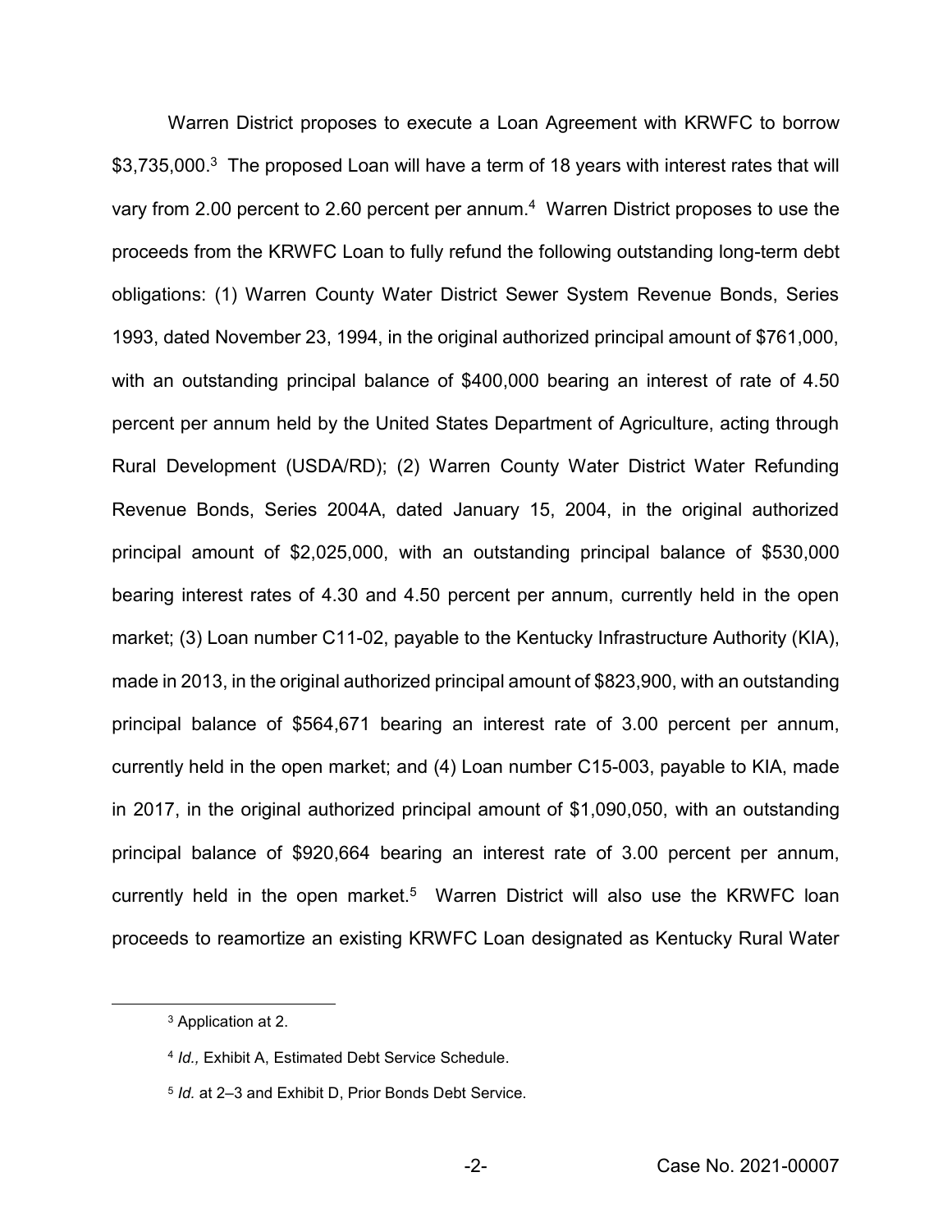Warren District proposes to execute a Loan Agreement with KRWFC to borrow $3,735,000.[3] The proposed Loan will have a term of 18 years with interest rates that will vary from 2.00 percent to 2.60 percent per annum.[4] Warren District proposes to use the proceeds from the KRWFC Loan to fully refund the following outstanding long-term debt obligations: (1) Warren County Water District Sewer System Revenue Bonds, Series 1993, dated November 23, 1994, in the original authorized principal amount of $761,000, with an outstanding principal balance of $400,000 bearing an interest of rate of 4.50 percent per annum held by the United States Department of Agriculture, acting through Rural Development (USDA/RD); (2) Warren County Water District Water Refunding Revenue Bonds, Series 2004A, dated January 15, 2004, in the original authorized principal amount of $2,025,000, with an outstanding principal balance of $530,000 bearing interest rates of 4.30 and 4.50 percent per annum, currently held in the open market; (3) Loan number C11-02, payable to the Kentucky Infrastructure Authority (KIA), made in 2013, in the original authorized principal amount of $823,900, with an outstanding principal balance of $564,671 bearing an interest rate of 3.00 percent per annum, currently held in the open market; and (4) Loan number C15-003, payable to KIA, made in 2017, in the original authorized principal amount of $1,090,050, with an outstanding principal balance of $920,664 bearing an interest rate of 3.00 percent per annum, currently held in the open market.[5] Warren District will also use the KRWFC loan proceeds to reamortize an existing KRWFC Loan designated as Kentucky Rural Water

---

[3] Application at 2.

[4] *Id.,* Exhibit A, Estimated Debt Service Schedule.

[5] *Id.* at 2–3 and Exhibit D, Prior Bonds Debt Service.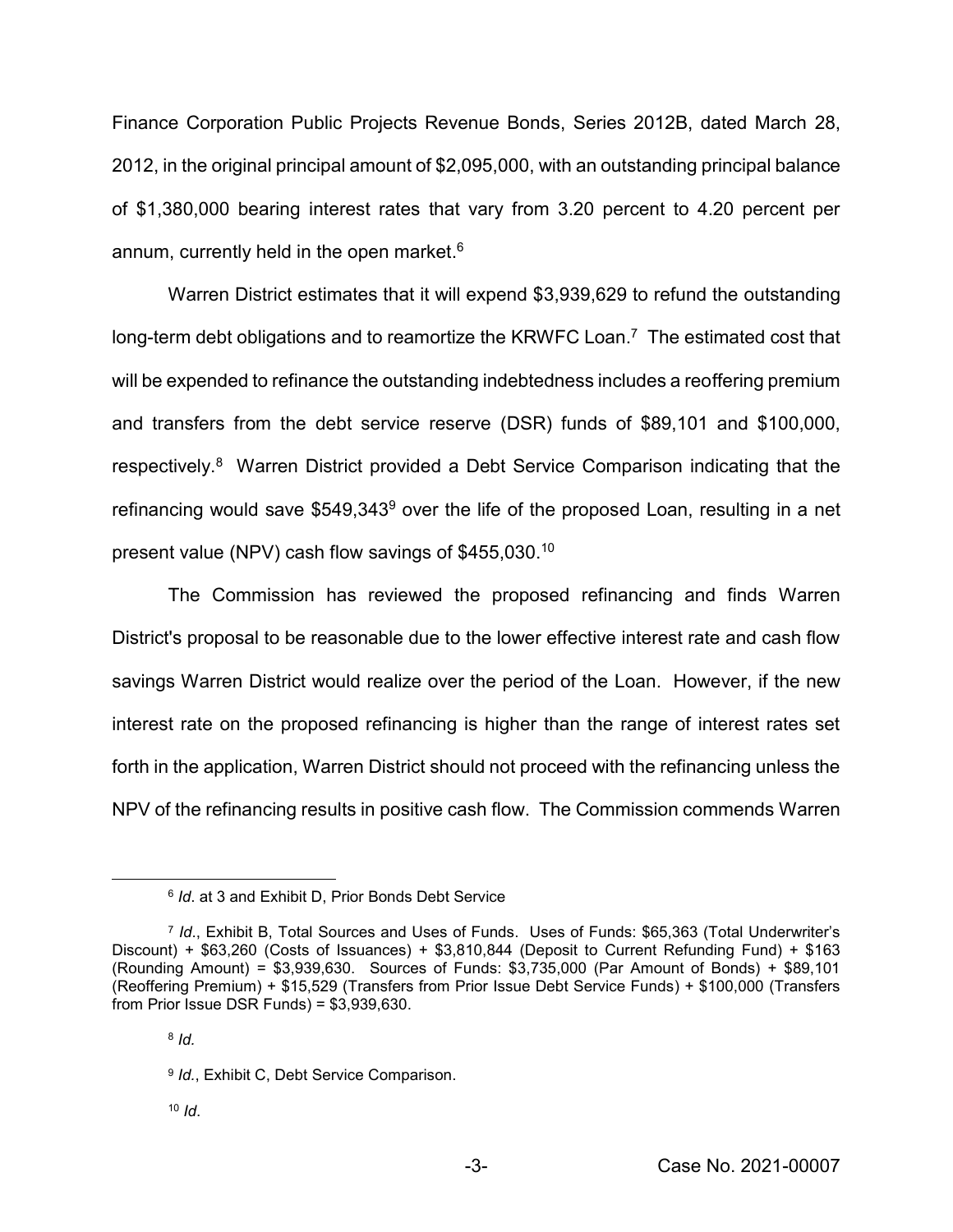Finance Corporation Public Projects Revenue Bonds, Series 2012B, dated March 28, 2012, in the original principal amount of $2,095,000, with an outstanding principal balance of $1,380,000 bearing interest rates that vary from 3.20 percent to 4.20 percent per annum, currently held in the open market.[6]

Warren District estimates that it will expend $3,939,629 to refund the outstanding long-term debt obligations and to reamortize the KRWFC Loan.[7] The estimated cost that will be expended to refinance the outstanding indebtedness includes a reoffering premium and transfers from the debt service reserve (DSR) funds of $89,101 and $100,000, respectively.[8] Warren District provided a Debt Service Comparison indicating that the refinancing would save $549,343[9] over the life of the proposed Loan, resulting in a net present value (NPV) cash flow savings of $455,030.[10]

The Commission has reviewed the proposed refinancing and finds Warren District's proposal to be reasonable due to the lower effective interest rate and cash flow savings Warren District would realize over the period of the Loan. However, if the new interest rate on the proposed refinancing is higher than the range of interest rates set forth in the application, Warren District should not proceed with the refinancing unless the NPV of the refinancing results in positive cash flow. The Commission commends Warren

---

[6] *Id*. at 3 and Exhibit D, Prior Bonds Debt Service

[7] *Id*., Exhibit B, Total Sources and Uses of Funds. Uses of Funds: $65,363 (Total Underwriter's Discount) + $63,260 (Costs of Issuances) + $3,810,844 (Deposit to Current Refunding Fund) + $163 (Rounding Amount) = $3,939,630. Sources of Funds: $3,735,000 (Par Amount of Bonds) + $89,101 (Reoffering Premium) + $15,529 (Transfers from Prior Issue Debt Service Funds) + $100,000 (Transfers from Prior Issue DSR Funds) = $3,939,630.

[8] *Id.*

[9] *Id.*, Exhibit C, Debt Service Comparison.

[10] *Id*.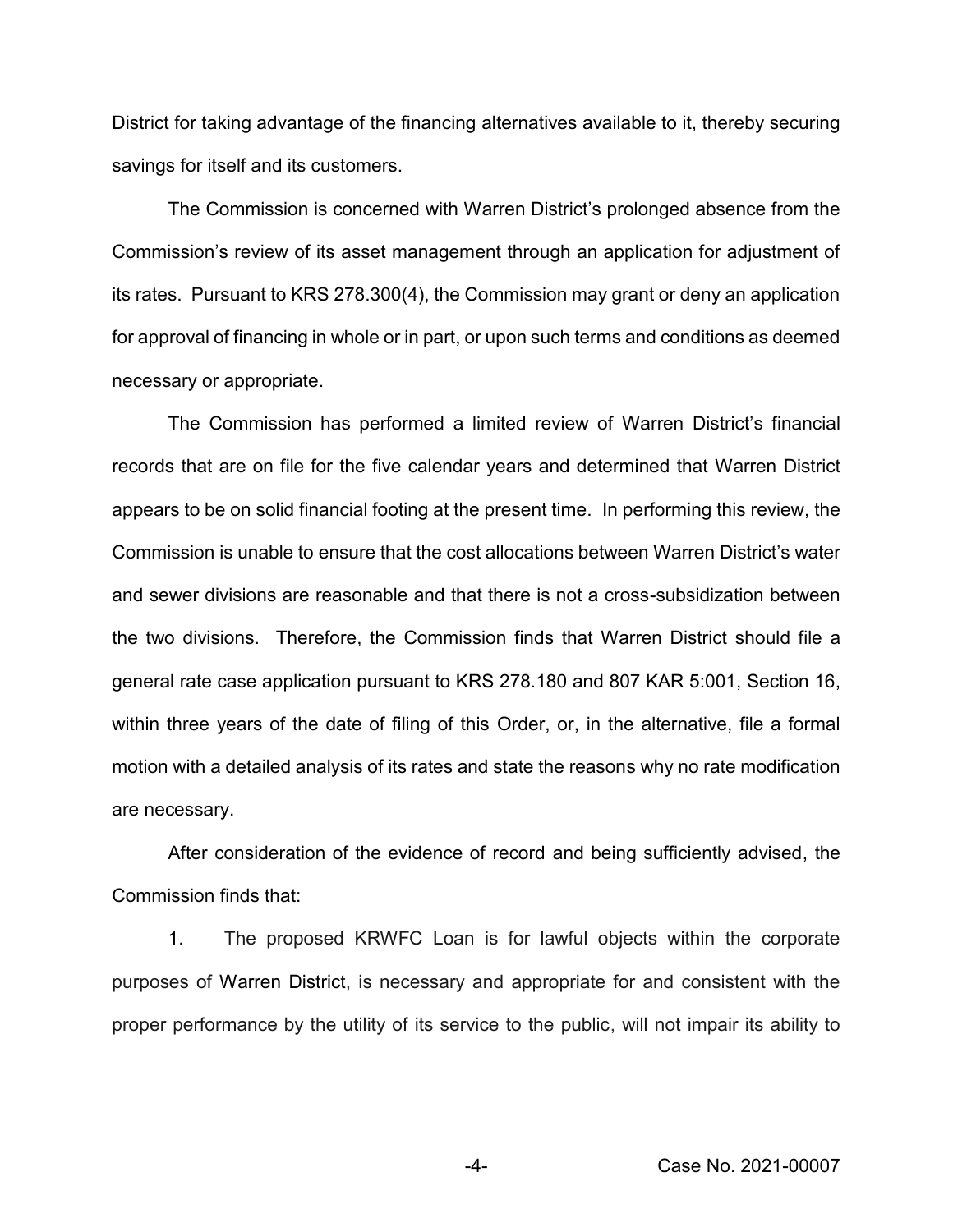District for taking advantage of the financing alternatives available to it, thereby securing savings for itself and its customers.

The Commission is concerned with Warren District's prolonged absence from the Commission's review of its asset management through an application for adjustment of its rates. Pursuant to KRS 278.300(4), the Commission may grant or deny an application for approval of financing in whole or in part, or upon such terms and conditions as deemed necessary or appropriate.

The Commission has performed a limited review of Warren District's financial records that are on file for the five calendar years and determined that Warren District appears to be on solid financial footing at the present time. In performing this review, the Commission is unable to ensure that the cost allocations between Warren District's water and sewer divisions are reasonable and that there is not a cross-subsidization between the two divisions. Therefore, the Commission finds that Warren District should file a general rate case application pursuant to KRS 278.180 and 807 KAR 5:001, Section 16, within three years of the date of filing of this Order, or, in the alternative, file a formal motion with a detailed analysis of its rates and state the reasons why no rate modification are necessary.

After consideration of the evidence of record and being sufficiently advised, the Commission finds that:

1. The proposed KRWFC Loan is for lawful objects within the corporate purposes of Warren District, is necessary and appropriate for and consistent with the proper performance by the utility of its service to the public, will not impair its ability to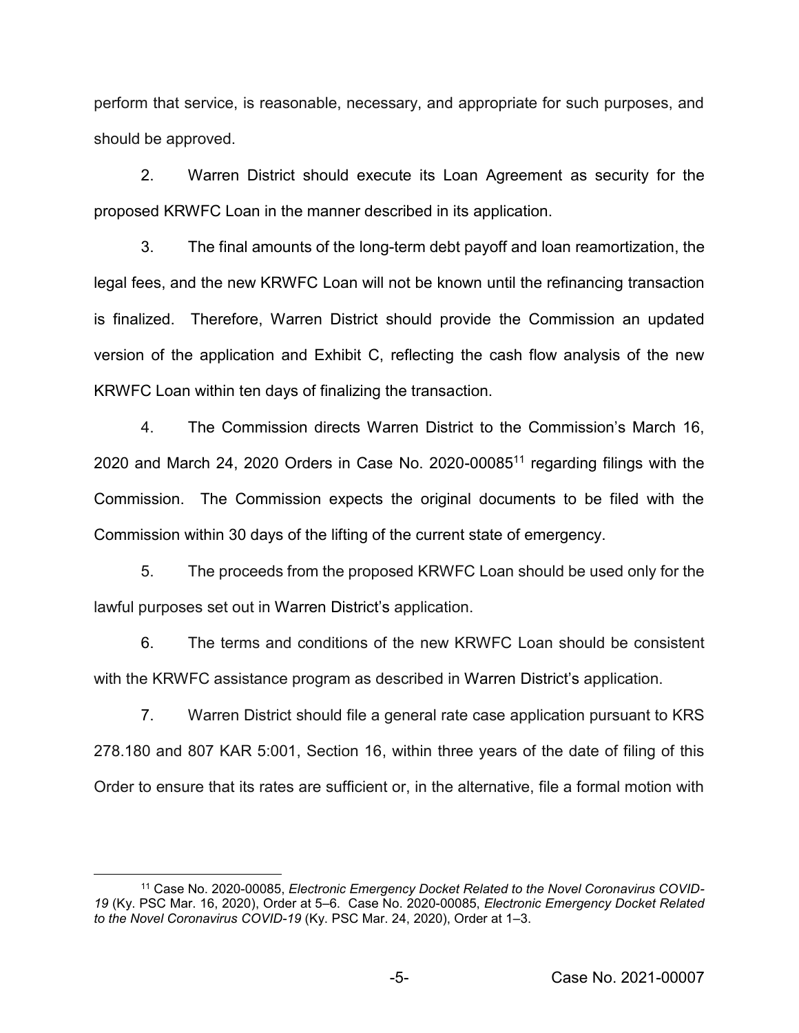perform that service, is reasonable, necessary, and appropriate for such purposes, and should be approved.

2. Warren District should execute its Loan Agreement as security for the proposed KRWFC Loan in the manner described in its application.

3. The final amounts of the long-term debt payoff and loan reamortization, the legal fees, and the new KRWFC Loan will not be known until the refinancing transaction is finalized. Therefore, Warren District should provide the Commission an updated version of the application and Exhibit C, reflecting the cash flow analysis of the new KRWFC Loan within ten days of finalizing the transaction.

4. The Commission directs Warren District to the Commission's March 16, 2020 and March 24, 2020 Orders in Case No. 2020-00085[11] regarding filings with the Commission. The Commission expects the original documents to be filed with the Commission within 30 days of the lifting of the current state of emergency.

5. The proceeds from the proposed KRWFC Loan should be used only for the lawful purposes set out in Warren District's application.

6. The terms and conditions of the new KRWFC Loan should be consistent with the KRWFC assistance program as described in Warren District's application.

7. Warren District should file a general rate case application pursuant to KRS 278.180 and 807 KAR 5:001, Section 16, within three years of the date of filing of this Order to ensure that its rates are sufficient or, in the alternative, file a formal motion with

[11] Case No. 2020-00085, *Electronic Emergency Docket Related to the Novel Coronavirus COVID-19* (Ky. PSC Mar. 16, 2020), Order at 5–6. Case No. 2020-00085, *Electronic Emergency Docket Related to the Novel Coronavirus COVID-19* (Ky. PSC Mar. 24, 2020), Order at 1–3.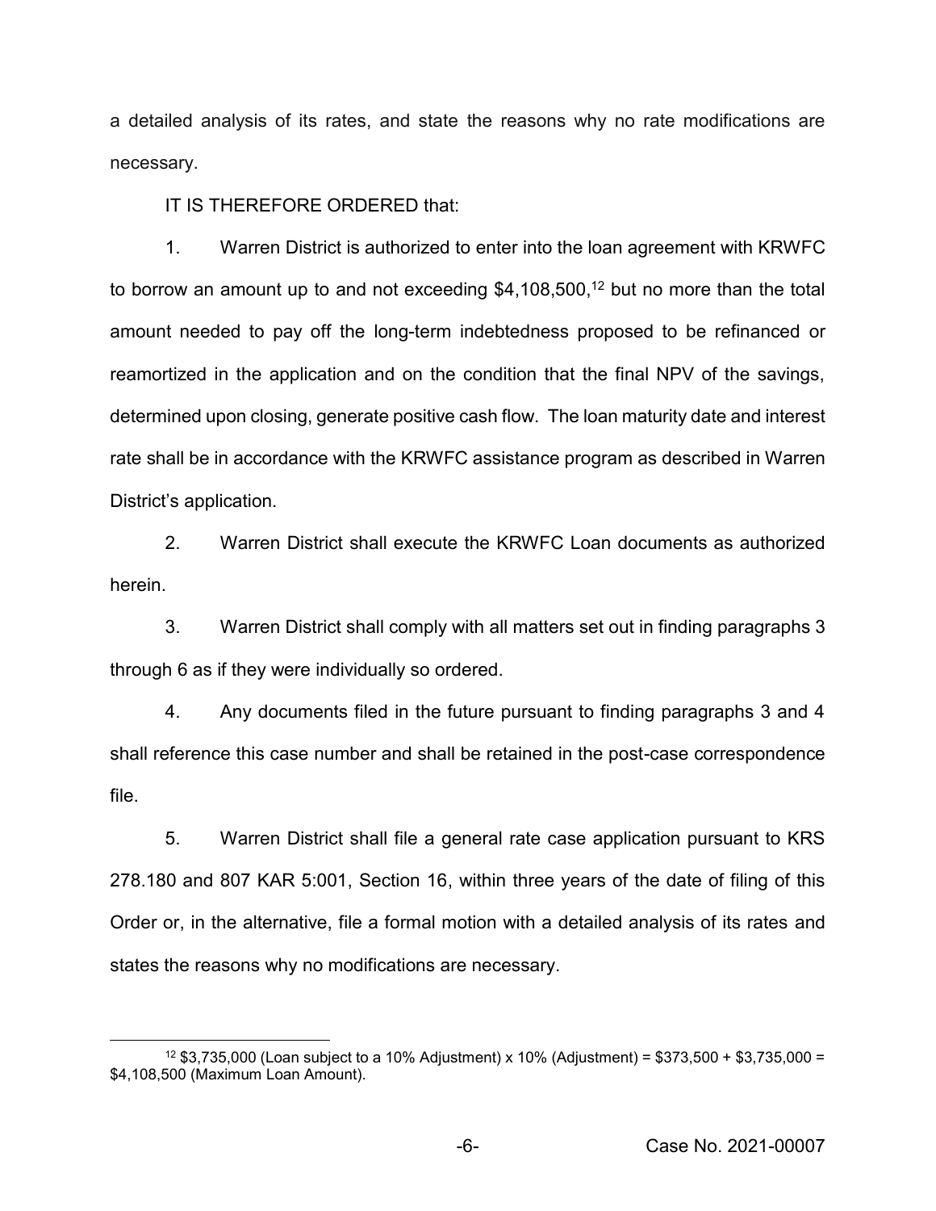a detailed analysis of its rates, and state the reasons why no rate modifications are necessary.

IT IS THEREFORE ORDERED that:

1. Warren District is authorized to enter into the loan agreement with KRWFC to borrow an amount up to and not exceeding $4,108,500,[12] but no more than the total amount needed to pay off the long-term indebtedness proposed to be refinanced or reamortized in the application and on the condition that the final NPV of the savings, determined upon closing, generate positive cash flow. The loan maturity date and interest rate shall be in accordance with the KRWFC assistance program as described in Warren District's application.

2. Warren District shall execute the KRWFC Loan documents as authorized herein.

3. Warren District shall comply with all matters set out in finding paragraphs 3 through 6 as if they were individually so ordered.

4. Any documents filed in the future pursuant to finding paragraphs 3 and 4 shall reference this case number and shall be retained in the post-case correspondence file.

5. Warren District shall file a general rate case application pursuant to KRS 278.180 and 807 KAR 5:001, Section 16, within three years of the date of filing of this Order or, in the alternative, file a formal motion with a detailed analysis of its rates and states the reasons why no modifications are necessary.

---

[12] $3,735,000 (Loan subject to a 10% Adjustment) x 10% (Adjustment) = $373,500 + $3,735,000 = $4,108,500 (Maximum Loan Amount).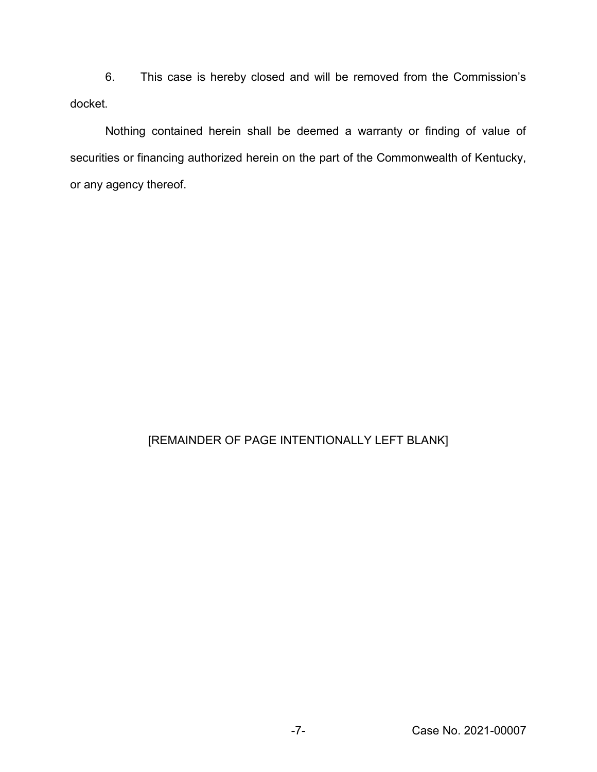6. This case is hereby closed and will be removed from the Commission's docket.

Nothing contained herein shall be deemed a warranty or finding of value of securities or financing authorized herein on the part of the Commonwealth of Kentucky, or any agency thereof.

[REMAINDER OF PAGE INTENTIONALLY LEFT BLANK]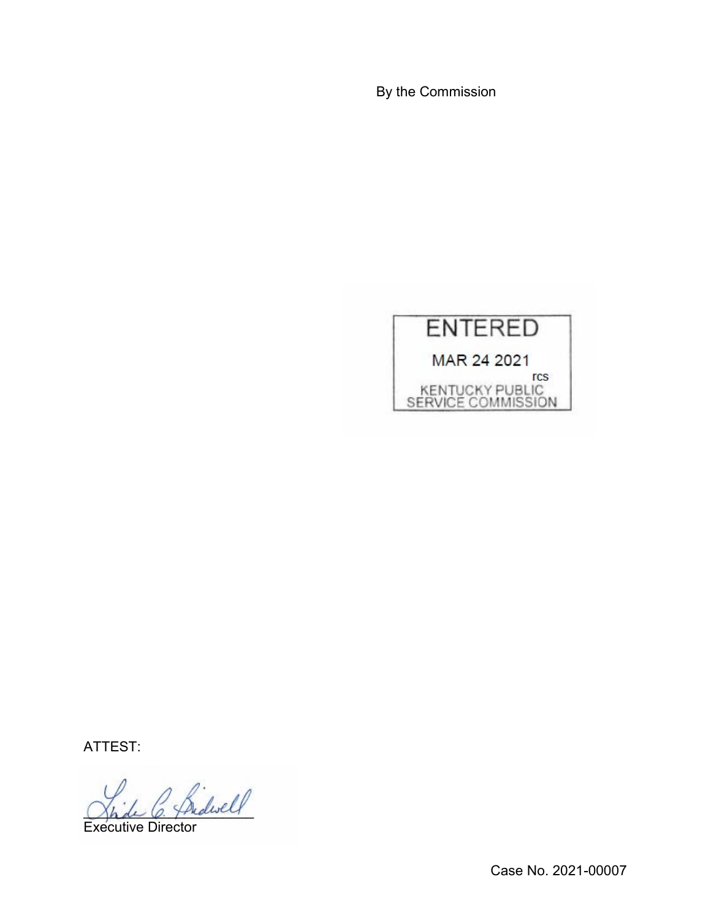By the Commission

ENTERED

MAR 24 2021

rcs

KENTUCKY PUBLIC SERVICE COMMISSION

ATTEST:

Executive Director

Case No. 2021-00007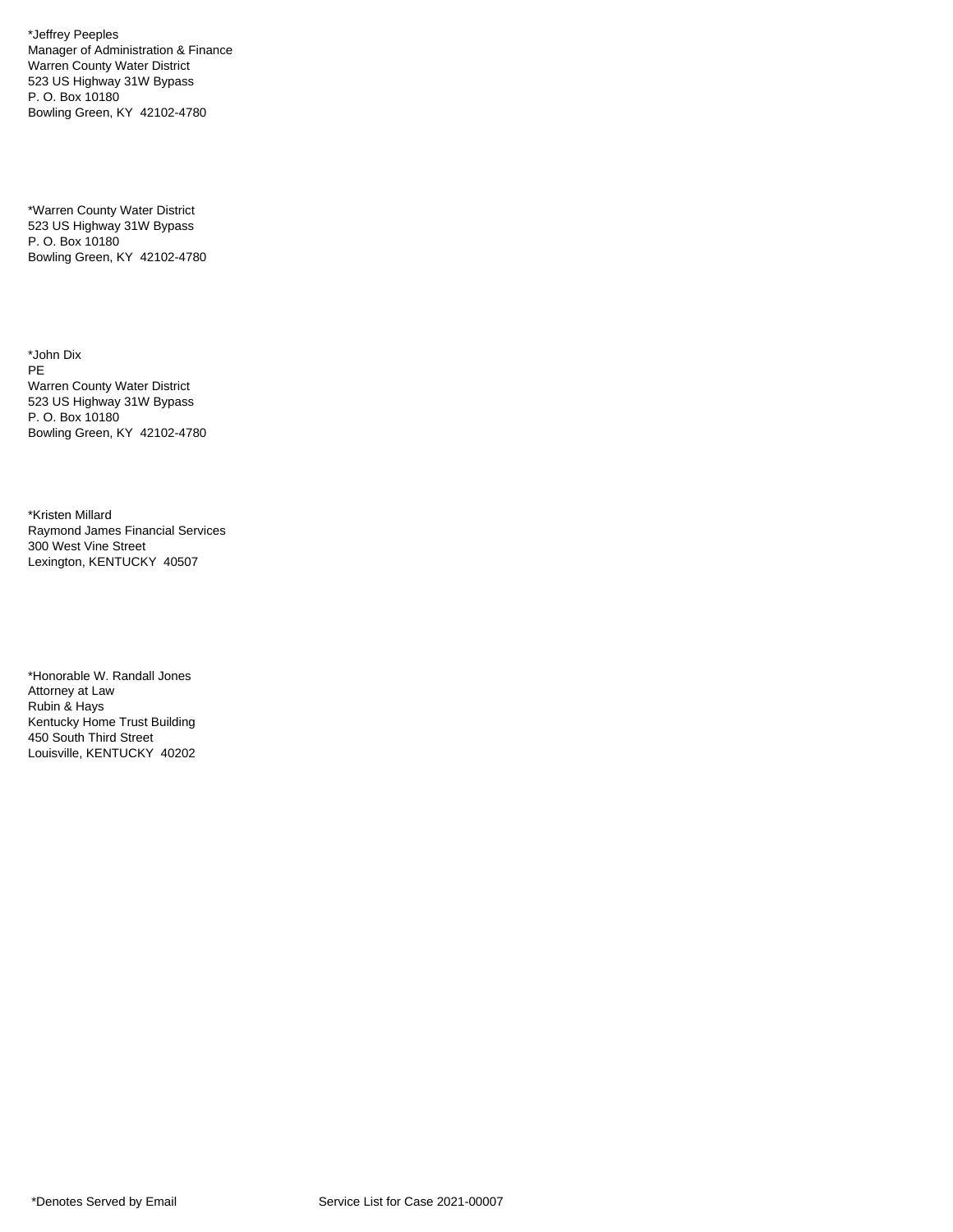*Jeffrey Peeples
Manager of Administration & Finance
Warren County Water District
523 US Highway 31W Bypass
P. O. Box 10180
Bowling Green, KY  42102-4780

*Warren County Water District
523 US Highway 31W Bypass
P. O. Box 10180
Bowling Green, KY  42102-4780

*John Dix
PE
Warren County Water District
523 US Highway 31W Bypass
P. O. Box 10180
Bowling Green, KY  42102-4780

*Kristen Millard
Raymond James Financial Services
300 West Vine Street
Lexington, KENTUCKY  40507

*Honorable W. Randall Jones
Attorney at Law
Rubin & Hays
Kentucky Home Trust Building
450 South Third Street
Louisville, KENTUCKY  40202

*Denotes Served by Email

Service List for Case 2021-00007